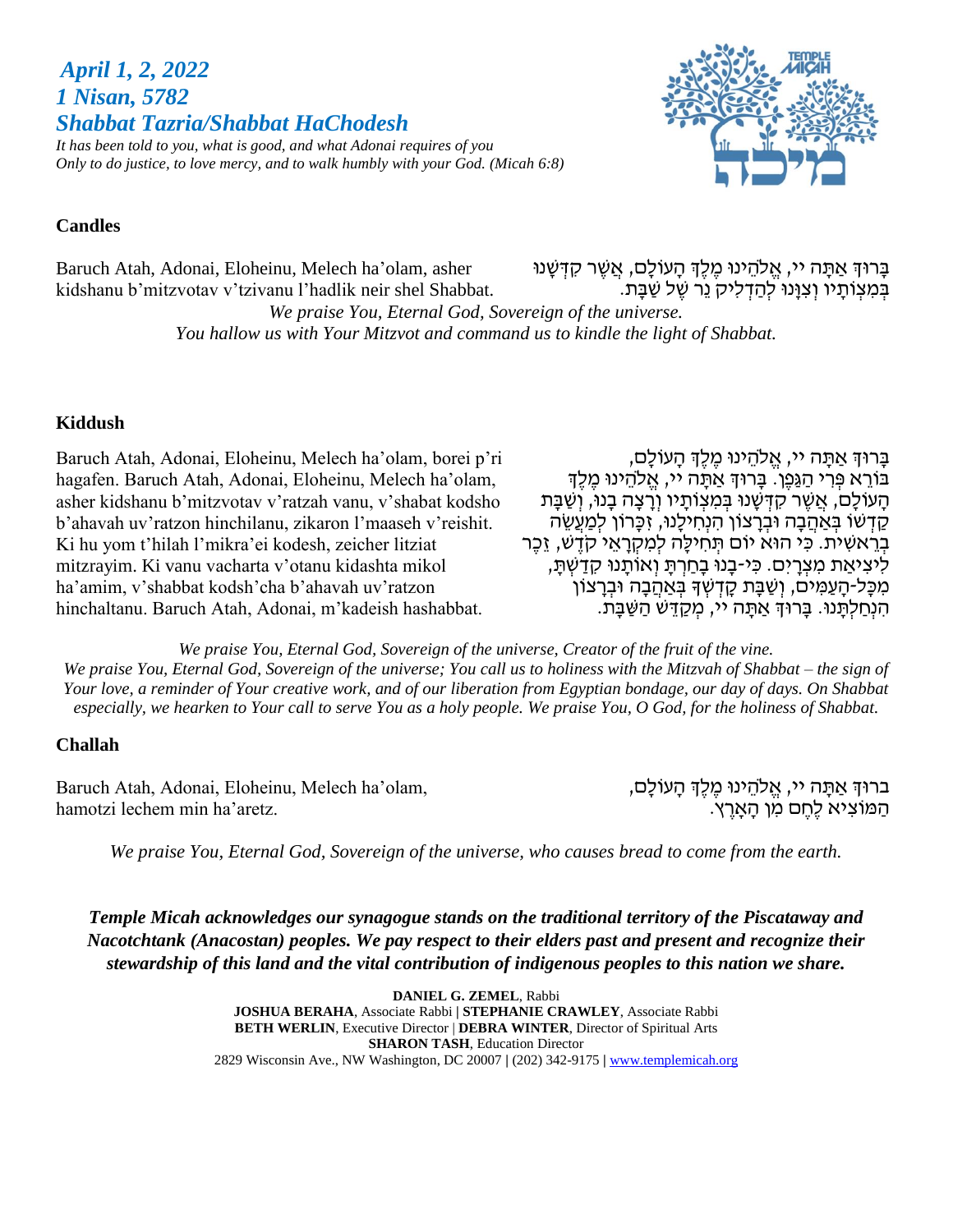***April 1, 2, 2022***
***1 Nisan, 5782***
***Shabbat Tazria/Shabbat HaChodesh***

*It has been told to you, what is good, and what Adonai requires of you*
*Only to do justice, to love mercy, and to walk humbly with your God. (Micah 6:8)*

**Candles**

Baruch Atah, Adonai, Eloheinu, Melech ha'olam, asher kidshanu b'mitzvotav v'tzivanu l'hadlik neir shel Shabbat.

בָּרוּךְ אַתָּה יי, אֱלֹהֵינוּ מֶלֶךְ הָעוֹלָם, אֲשֶׁר קִדְּשָׁנוּ בְּמִצְוֹתָיו וְצִוָּנוּ לְהַדְלִיק נֵר שֶׁל שַׁבָּת.

*We praise You, Eternal God, Sovereign of the universe.*
*You hallow us with Your Mitzvot and command us to kindle the light of Shabbat.*

**Kiddush**

Baruch Atah, Adonai, Eloheinu, Melech ha'olam, borei p'ri hagafen. Baruch Atah, Adonai, Eloheinu, Melech ha'olam, asher kidshanu b'mitzvotav v'ratzah vanu, v'shabat kodsho b'ahavah uv'ratzon hinchilanu, zikaron l'maaseh v'reishit. Ki hu yom t'hilah l'mikra'ei kodesh, zeicher litziat mitzrayim. Ki vanu vacharta v'otanu kidashta mikol ha'amim, v'shabbat kodsh'cha b'ahavah uv'ratzon hinchaltanu. Baruch Atah, Adonai, m'kadeish hashabbat.

בָּרוּךְ אַתָּה יי, אֱלֹהֵינוּ מֶלֶךְ הָעוֹלָם, בּוֹרֵא פְּרִי הַגָּפֶן. בָּרוּךְ אַתָּה יי, אֱלֹהֵינוּ מֶלֶךְ הָעוֹלָם, אֲשֶׁר קִדְּשָׁנוּ בְּמִצְוֹתָיו וְרָצָה בָנוּ, וְשַׁבַּת קָדְשׁוֹ בְּאַהֲבָה וּבְרָצוֹן הִנְחִילָנוּ, זִכָּרוֹן לְמַעֲשֵׂה בְרֵאשִׁית. כִּי הוּא יוֹם תְּחִלָּה לְמִקְרָאֵי קֹדֶשׁ, זֵכֶר לִיצִיאַת מִצְרָיִם. כִּי-בָנוּ בָחַרְתָּ וְאוֹתָנוּ קִדַּשְׁתָּ, מִכָּל-הָעַמִּים, וְשַׁבַּת קָדְשְׁךָ בְּאַהֲבָה וּבְרָצוֹן הִנְחַלְתָּנוּ. בָּרוּךְ אַתָּה יי, מְקַדֵּשׁ הַשַּׁבָּת.

*We praise You, Eternal God, Sovereign of the universe, Creator of the fruit of the vine.*
*We praise You, Eternal God, Sovereign of the universe; You call us to holiness with the Mitzvah of Shabbat – the sign of Your love, a reminder of Your creative work, and of our liberation from Egyptian bondage, our day of days. On Shabbat especially, we hearken to Your call to serve You as a holy people. We praise You, O God, for the holiness of Shabbat.*

**Challah**

Baruch Atah, Adonai, Eloheinu, Melech ha'olam, hamotzi lechem min ha'aretz.

ברוּךְ אַתָּה יי, אֱלֹהֵינוּ מֶלֶךְ הָעוֹלָם, הַמּוֹצִיא לֶחֶם מִן הָאָרֶץ.

*We praise You, Eternal God, Sovereign of the universe, who causes bread to come from the earth.*

***Temple Micah acknowledges our synagogue stands on the traditional territory of the Piscataway and Nacotchtank (Anacostan) peoples. We pay respect to their elders past and present and recognize their stewardship of this land and the vital contribution of indigenous peoples to this nation we share.***

**DANIEL G. ZEMEL**, Rabbi
**JOSHUA BERAHA**, Associate Rabbi | **STEPHANIE CRAWLEY**, Associate Rabbi
**BETH WERLIN**, Executive Director | **DEBRA WINTER**, Director of Spiritual Arts
**SHARON TASH**, Education Director
2829 Wisconsin Ave., NW Washington, DC 20007 | (202) 342-9175 | www.templemicah.org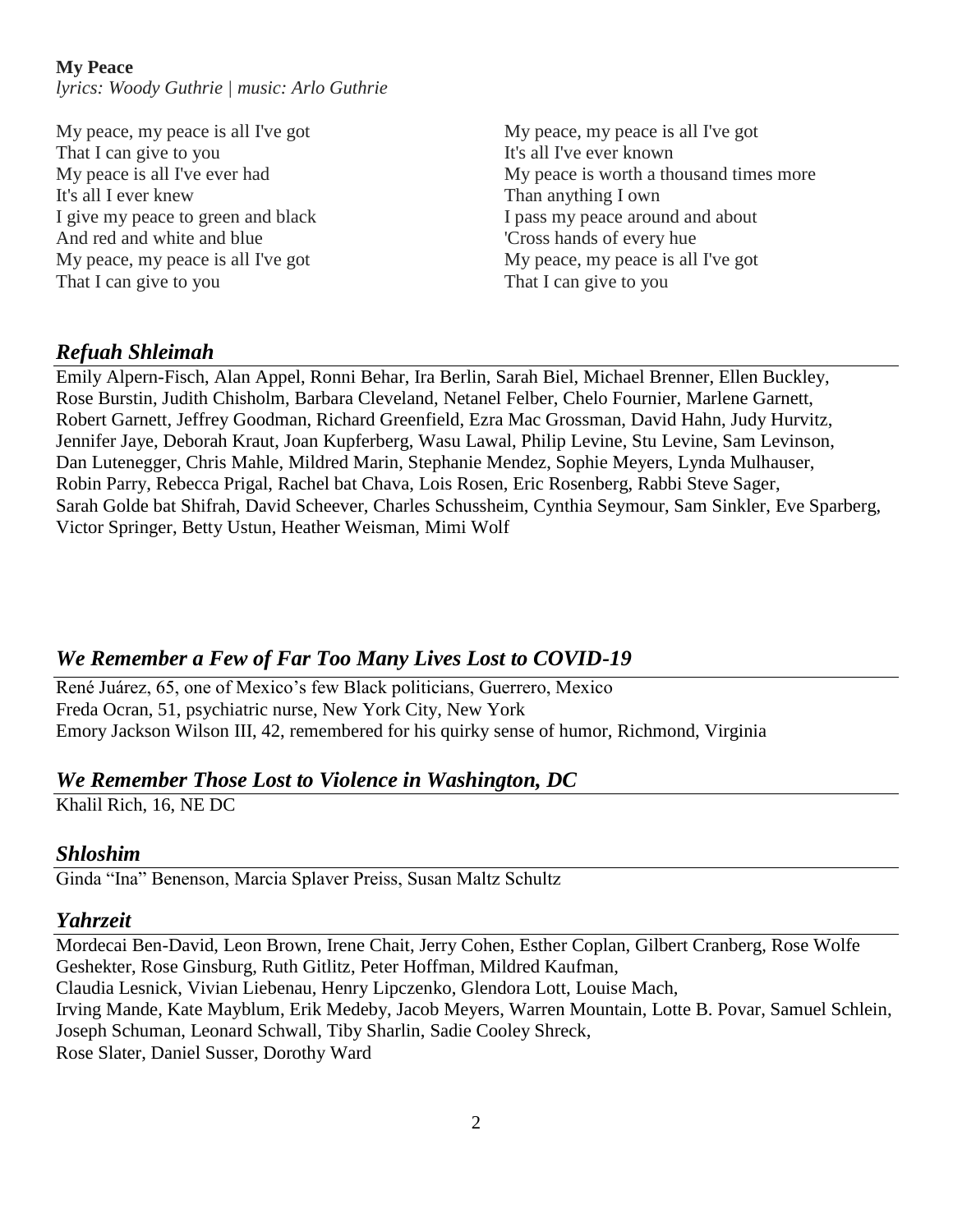**My Peace**
*lyrics: Woody Guthrie | music: Arlo Guthrie*

My peace, my peace is all I've got
That I can give to you
My peace is all I've ever had
It's all I ever knew
I give my peace to green and black
And red and white and blue
My peace, my peace is all I've got
That I can give to you

My peace, my peace is all I've got
It's all I've ever known
My peace is worth a thousand times more
Than anything I own
I pass my peace around and about
'Cross hands of every hue
My peace, my peace is all I've got
That I can give to you

## *Refuah Shleimah*

Emily Alpern-Fisch, Alan Appel, Ronni Behar, Ira Berlin, Sarah Biel, Michael Brenner, Ellen Buckley, Rose Burstin, Judith Chisholm, Barbara Cleveland, Netanel Felber, Chelo Fournier, Marlene Garnett, Robert Garnett, Jeffrey Goodman, Richard Greenfield, Ezra Mac Grossman, David Hahn, Judy Hurvitz, Jennifer Jaye, Deborah Kraut, Joan Kupferberg, Wasu Lawal, Philip Levine, Stu Levine, Sam Levinson, Dan Lutenegger, Chris Mahle, Mildred Marin, Stephanie Mendez, Sophie Meyers, Lynda Mulhauser, Robin Parry, Rebecca Prigal, Rachel bat Chava, Lois Rosen, Eric Rosenberg, Rabbi Steve Sager, Sarah Golde bat Shifrah, David Scheever, Charles Schussheim, Cynthia Seymour, Sam Sinkler, Eve Sparberg, Victor Springer, Betty Ustun, Heather Weisman, Mimi Wolf

## *We Remember a Few of Far Too Many Lives Lost to COVID-19*

René Juárez, 65, one of Mexico's few Black politicians, Guerrero, Mexico
Freda Ocran, 51, psychiatric nurse, New York City, New York
Emory Jackson Wilson III, 42, remembered for his quirky sense of humor, Richmond, Virginia

## *We Remember Those Lost to Violence in Washington, DC*

Khalil Rich, 16, NE DC

## *Shloshim*

Ginda "Ina" Benenson, Marcia Splaver Preiss, Susan Maltz Schultz

## *Yahrzeit*

Mordecai Ben-David, Leon Brown, Irene Chait, Jerry Cohen, Esther Coplan, Gilbert Cranberg, Rose Wolfe Geshekter, Rose Ginsburg, Ruth Gitlitz, Peter Hoffman, Mildred Kaufman, Claudia Lesnick, Vivian Liebenau, Henry Lipczenko, Glendora Lott, Louise Mach, Irving Mande, Kate Mayblum, Erik Medeby, Jacob Meyers, Warren Mountain, Lotte B. Povar, Samuel Schlein, Joseph Schuman, Leonard Schwall, Tiby Sharlin, Sadie Cooley Shreck, Rose Slater, Daniel Susser, Dorothy Ward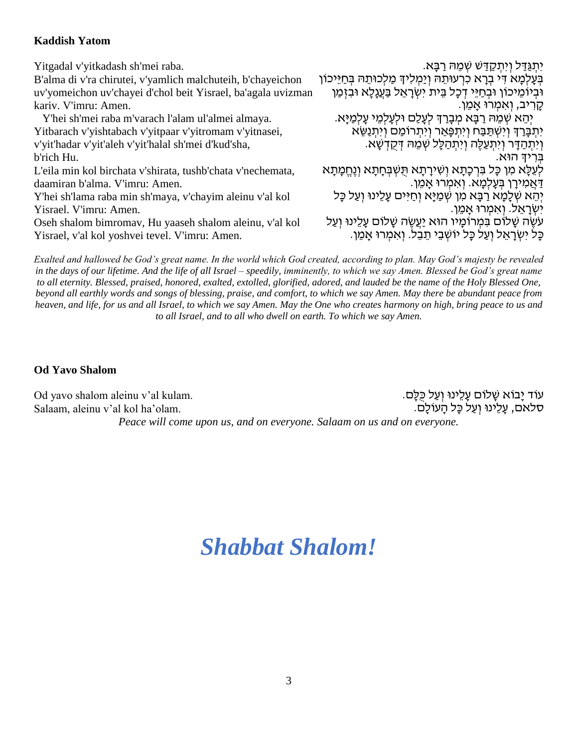### Kaddish Yatom

Yitgadal v'yitkadash sh'mei raba.
B'alma di v'ra chirutei, v'yamlich malchuteih, b'chayeichon uv'yomeichon uv'chayei d'chol beit Yisrael, ba'agala uvizman kariv. V'imru: Amen.
Y'hei sh'mei raba m'varach l'alam ul'almei almaya.
Yitbarach v'yishtabach v'yitpaar v'yitromam v'yitnasei, v'yit'hadar v'yit'aleh v'yit'halal sh'mei d'kud'sha, b'rich Hu.
L'eila min kol birchata v'shirata, tushb'chata v'nechemata, daamiran b'alma. V'imru: Amen.
Y'hei sh'lama raba min sh'maya, v'chayim aleinu v'al kol Yisrael. V'imru: Amen.
Oseh shalom bimromav, Hu yaaseh shalom aleinu, v'al kol Yisrael, v'al kol yoshvei tevel. V'imru: Amen.

יִתְגַּדַּל וְיִתְקַדַּשׁ שְׁמֵהּ רַבָּא.
בְּעָלְמָא דִּי בְרָא כִרְעוּתֵהּ וְיַמְלִיךְ מַלְכוּתֵהּ בְּחַיֵּיכוֹן וּבְיוֹמֵיכוֹן וּבְחַיֵּי דְכָל בֵּית יִשְׂרָאֵל בַּעֲגָלָא וּבִזְמַן קָרִיב, וְאִמְרוּ אָמֵן.
יְהֵא שְׁמֵהּ רַבָּא מְבָרַךְ לְעָלַם וּלְעָלְמֵי עָלְמַיָּא.
יִתְבָּרַךְ וְיִשְׁתַּבַּח וְיִתְפָּאַר וְיִתְרוֹמַם וְיִתְנַשֵּׂא וְיִתְהַדָּר וְיִתְעַלֶּה וְיִתְהַלָּל שְׁמֵהּ דְּקֻדְשָׁא. בְּרִיךְ הוּא.
לְעֵלָּא מִן כָּל בִּרְכָתָא וְשִׁירָתָא תֻּשְׁבְּחָתָא וְנֶחֱמָתָא דַּאֲמִירָן בְּעָלְמָא. וְאִמְרוּ אָמֵן.
יְהֵא שְׁלָמָא רַבָּא מִן שְׁמַיָּא וְחַיִּים עָלֵינוּ וְעַל כָּל יִשְׂרָאֵל. וְאִמְרוּ אָמֵן.
עֹשֶׂה שָׁלוֹם בִּמְרוֹמָיו הוּא יַעֲשֶׂה שָׁלוֹם עָלֵינוּ וְעַל כָּל יִשְׂרָאֵל וְעַל כָּל יוֹשְׁבֵי תֵבֵל. וְאִמְרוּ אָמֵן.

*Exalted and hallowed be God's great name. In the world which God created, according to plan. May God's majesty be revealed in the days of our lifetime. And the life of all Israel – speedily, imminently, to which we say Amen. Blessed be God's great name to all eternity. Blessed, praised, honored, exalted, extolled, glorified, adored, and lauded be the name of the Holy Blessed One, beyond all earthly words and songs of blessing, praise, and comfort, to which we say Amen. May there be abundant peace from heaven, and life, for us and all Israel, to which we say Amen. May the One who creates harmony on high, bring peace to us and to all Israel, and to all who dwell on earth. To which we say Amen.*

### Od Yavo Shalom

Od yavo shalom aleinu v'al kulam.
Salaam, aleinu v'al kol ha'olam.

עוֹד יָבוֹא שָׁלוֹם עָלֵינוּ וְעַל כֻּלָּם.
סלאם, עָלֵינוּ וְעַל כָּל הָעוֹלָם.

*Peace will come upon us, and on everyone. Salaam on us and on everyone.*

# *Shabbat Shalom!*